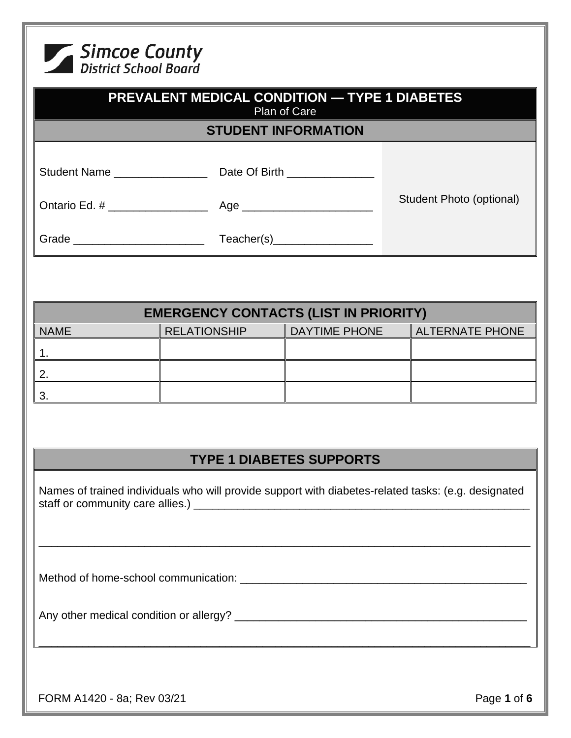Simcoe County District School Board

# PREVALENT MEDICAL CONDITION — TYPE 1 DIABETES

Plan of Care

## STUDENT INFORMATION

| | | |
|---|---|---|
| Student Name _______________ | Date Of Birth ______________ | Student Photo (optional) |
| Ontario Ed. # ________________ | Age _____________________ | |
| Grade _____________________ | Teacher(s)________________ | |

## EMERGENCY CONTACTS (LIST IN PRIORITY)

| NAME | RELATIONSHIP | DAYTIME PHONE | ALTERNATE PHONE |
|---|---|---|---|
| 1. | | | |
| 2. | | | |
| 3. | | | |

## TYPE 1 DIABETES SUPPORTS

Names of trained individuals who will provide support with diabetes-related tasks: (e.g. designated staff or community care allies.) ___________________________________________________________

______________________________________________________________________________

Method of home-school communication: _________________________________________________

Any other medical condition or allergy? ________________________________________________

______________________________________________________________________________

FORM A1420 - 8a; Rev 03/21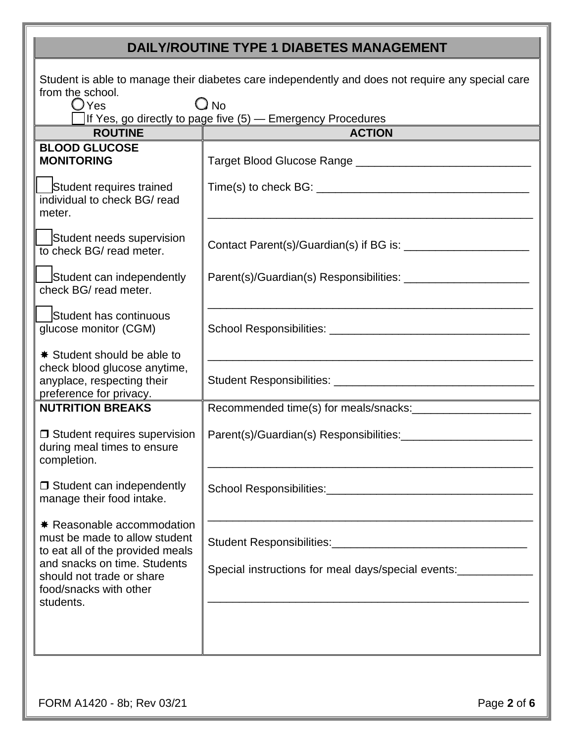## DAILY/ROUTINE TYPE 1 DIABETES MANAGEMENT

Student is able to manage their diabetes care independently and does not require any special care from the school.

○ Yes ○ No

☐ If Yes, go directly to page five (5) — Emergency Procedures

| ROUTINE | ACTION |
|---|---|
| **BLOOD GLUCOSE MONITORING**<br><br>☐ Student requires trained individual to check BG/ read meter.<br><br>☐ Student needs supervision to check BG/ read meter.<br><br>☐ Student can independently check BG/ read meter.<br><br>☐ Student has continuous glucose monitor (CGM)<br><br>✱ Student should be able to check blood glucose anytime, anyplace, respecting their preference for privacy. | Target Blood Glucose Range ____________________________<br><br>Time(s) to check BG: __________________________________<br><br>____________________________________________________<br><br>Contact Parent(s)/Guardian(s) if BG is: ____________________<br><br>Parent(s)/Guardian(s) Responsibilities: ____________________<br><br>____________________________________________________<br><br>School Responsibilities: ________________________________<br><br>____________________________________________________<br><br>Student Responsibilities: ________________________________ |
| **NUTRITION BREAKS**<br><br>❒ Student requires supervision during meal times to ensure completion.<br><br>❒ Student can independently manage their food intake.<br><br>✱ Reasonable accommodation must be made to allow student to eat all of the provided meals and snacks on time. Students should not trade or share food/snacks with other students. | Recommended time(s) for meals/snacks:___________________<br><br>Parent(s)/Guardian(s) Responsibilities:_____________________<br><br>____________________________________________________<br><br>School Responsibilities:_________________________________<br><br>____________________________________________________<br><br>Student Responsibilities:_______________________________<br><br>Special instructions for meal days/special events:____________<br><br>____________________________________________________ |

FORM A1420 - 8b; Rev 03/21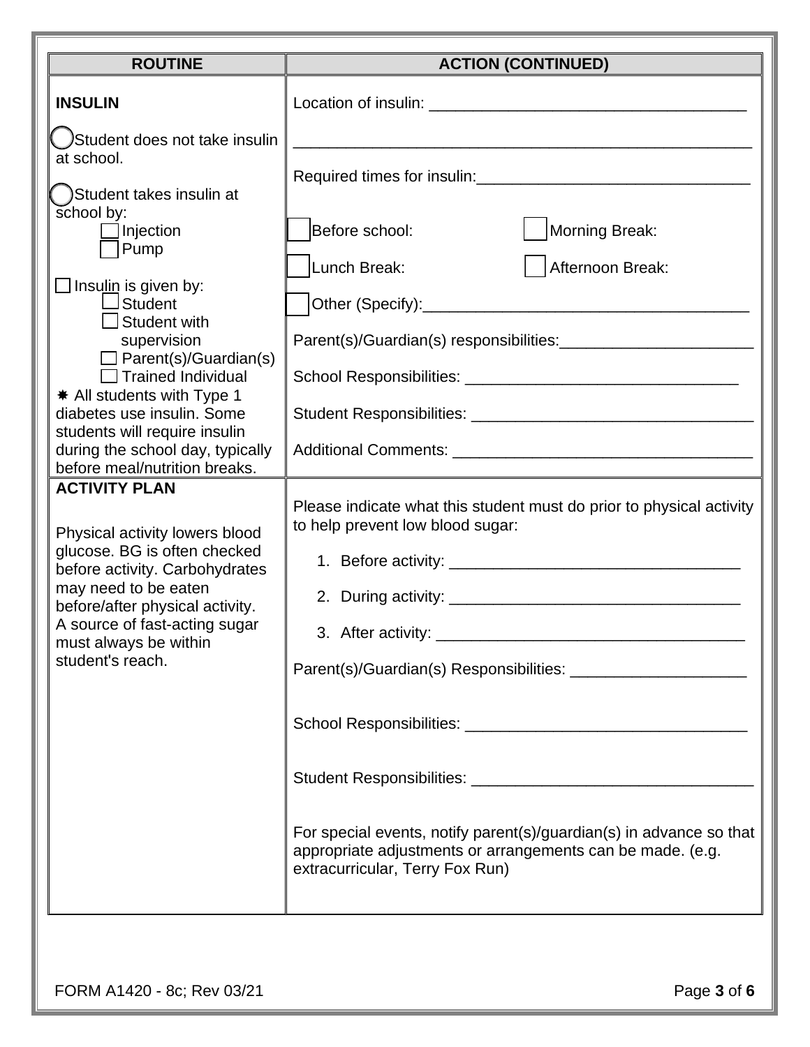| ROUTINE | ACTION (CONTINUED) |
| --- | --- |
| **INSULIN**<br><br>◯ Student does not take insulin at school.<br><br>◯ Student takes insulin at school by:<br>☐ Injection<br>☐ Pump<br><br>☐ Insulin is given by:<br>☐ Student<br>☐ Student with supervision<br>☐ Parent(s)/Guardian(s)<br>☐ Trained Individual<br><br>✱ All students with Type 1 diabetes use insulin. Some students will require insulin during the school day, typically before meal/nutrition breaks. | Location of insulin: ____________________________________<br><br>______________________________________________________<br><br>Required times for insulin:_______________________________<br><br>☐ Before school: ☐ Morning Break:<br><br>☐ Lunch Break: ☐ Afternoon Break:<br><br>☐ Other (Specify):_____________________________________<br><br>Parent(s)/Guardian(s) responsibilities:______________________<br><br>School Responsibilities: _______________________________<br><br>Student Responsibilities: ________________________________<br><br>Additional Comments: _________________________________ |
| **ACTIVITY PLAN**<br><br>Physical activity lowers blood glucose. BG is often checked before activity. Carbohydrates may need to be eaten before/after physical activity. A source of fast-acting sugar must always be within student's reach. | Please indicate what this student must do prior to physical activity to help prevent low blood sugar:<br><br>1. Before activity: _________________________________<br>2. During activity: _________________________________<br>3. After activity: ___________________________________<br><br>Parent(s)/Guardian(s) Responsibilities: ____________________<br><br>School Responsibilities: ________________________________<br><br>Student Responsibilities: ________________________________<br><br>For special events, notify parent(s)/guardian(s) in advance so that appropriate adjustments or arrangements can be made. (e.g. extracurricular, Terry Fox Run) |

FORM A1420 - 8c; Rev 03/21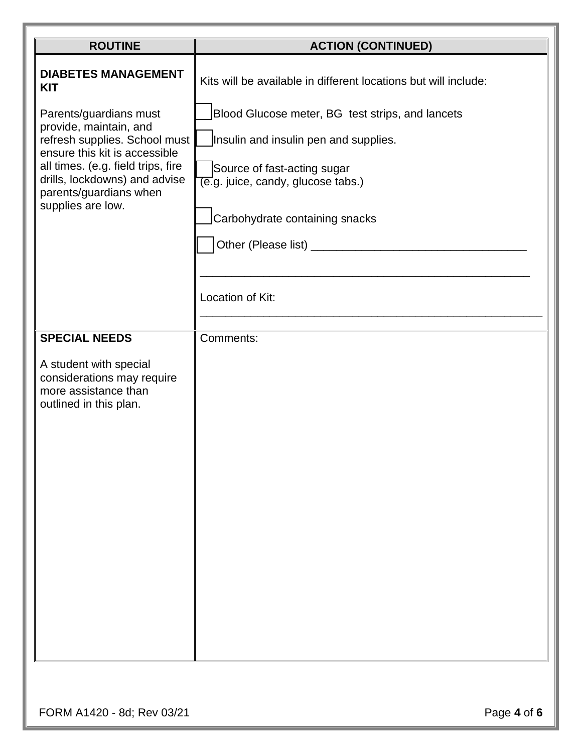| ROUTINE | ACTION (CONTINUED) |
| --- | --- |
| **DIABETES MANAGEMENT KIT**<br><br>Parents/guardians must provide, maintain, and refresh supplies. School must ensure this kit is accessible all times. (e.g. field trips, fire drills, lockdowns) and advise parents/guardians when supplies are low. | Kits will be available in different locations but will include:<br><br>☐ Blood Glucose meter, BG test strips, and lancets<br><br>☐ Insulin and insulin pen and supplies.<br><br>☐ Source of fast-acting sugar (e.g. juice, candy, glucose tabs.)<br><br>☐ Carbohydrate containing snacks<br><br>☐ Other (Please list) ___________________________________<br><br>______________________________________________________<br><br>Location of Kit: ______________________________________________________ |
| **SPECIAL NEEDS**<br><br>A student with special considerations may require more assistance than outlined in this plan. | Comments: |

FORM A1420 - 8d; Rev 03/21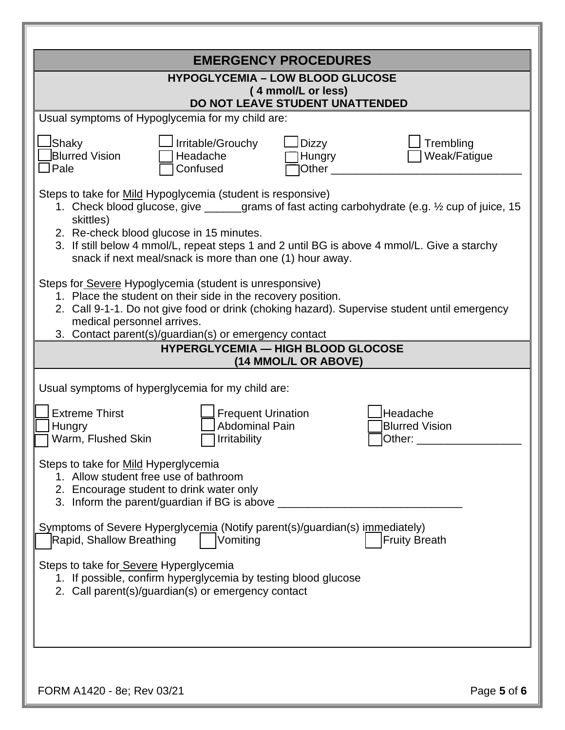## EMERGENCY PROCEDURES

### HYPOGLYCEMIA – LOW BLOOD GLUCOSE
**( 4 mmol/L or less)**
**DO NOT LEAVE STUDENT UNATTENDED**

Usual symptoms of Hypoglycemia for my child are:

- ☐ Shaky
- ☐ Irritable/Grouchy
- ☐ Dizzy
- ☐ Trembling
- ☐ Blurred Vision
- ☐ Headache
- ☐ Hungry
- ☐ Weak/Fatigue
- ☐ Pale
- ☐ Confused
- ☐ Other _______________________________

Steps to take for Mild Hypoglycemia (student is responsive)

1. Check blood glucose, give ______grams of fast acting carbohydrate (e.g. ½ cup of juice, 15 skittles)
2. Re-check blood glucose in 15 minutes.
3. If still below 4 mmol/L, repeat steps 1 and 2 until BG is above 4 mmol/L. Give a starchy snack if next meal/snack is more than one (1) hour away.

Steps for Severe Hypoglycemia (student is unresponsive)

1. Place the student on their side in the recovery position.
2. Call 9-1-1. Do not give food or drink (choking hazard). Supervise student until emergency medical personnel arrives.
3. Contact parent(s)/guardian(s) or emergency contact

### HYPERGLYCEMIA — HIGH BLOOD GLOCOSE
**(14 MMOL/L OR ABOVE)**

Usual symptoms of hyperglycemia for my child are:

- ☐ Extreme Thirst
- ☐ Frequent Urination
- ☐ Headache
- ☐ Hungry
- ☐ Abdominal Pain
- ☐ Blurred Vision
- ☐ Warm, Flushed Skin
- ☐ Irritability
- ☐ Other: _________________

Steps to take for Mild Hyperglycemia

1. Allow student free use of bathroom
2. Encourage student to drink water only
3. Inform the parent/guardian if BG is above ______________________________

Symptoms of Severe Hyperglycemia (Notify parent(s)/guardian(s) immediately)

- ☐ Rapid, Shallow Breathing
- ☐ Vomiting
- ☐ Fruity Breath

Steps to take for Severe Hyperglycemia

1. If possible, confirm hyperglycemia by testing blood glucose
2. Call parent(s)/guardian(s) or emergency contact

FORM A1420 - 8e; Rev 03/21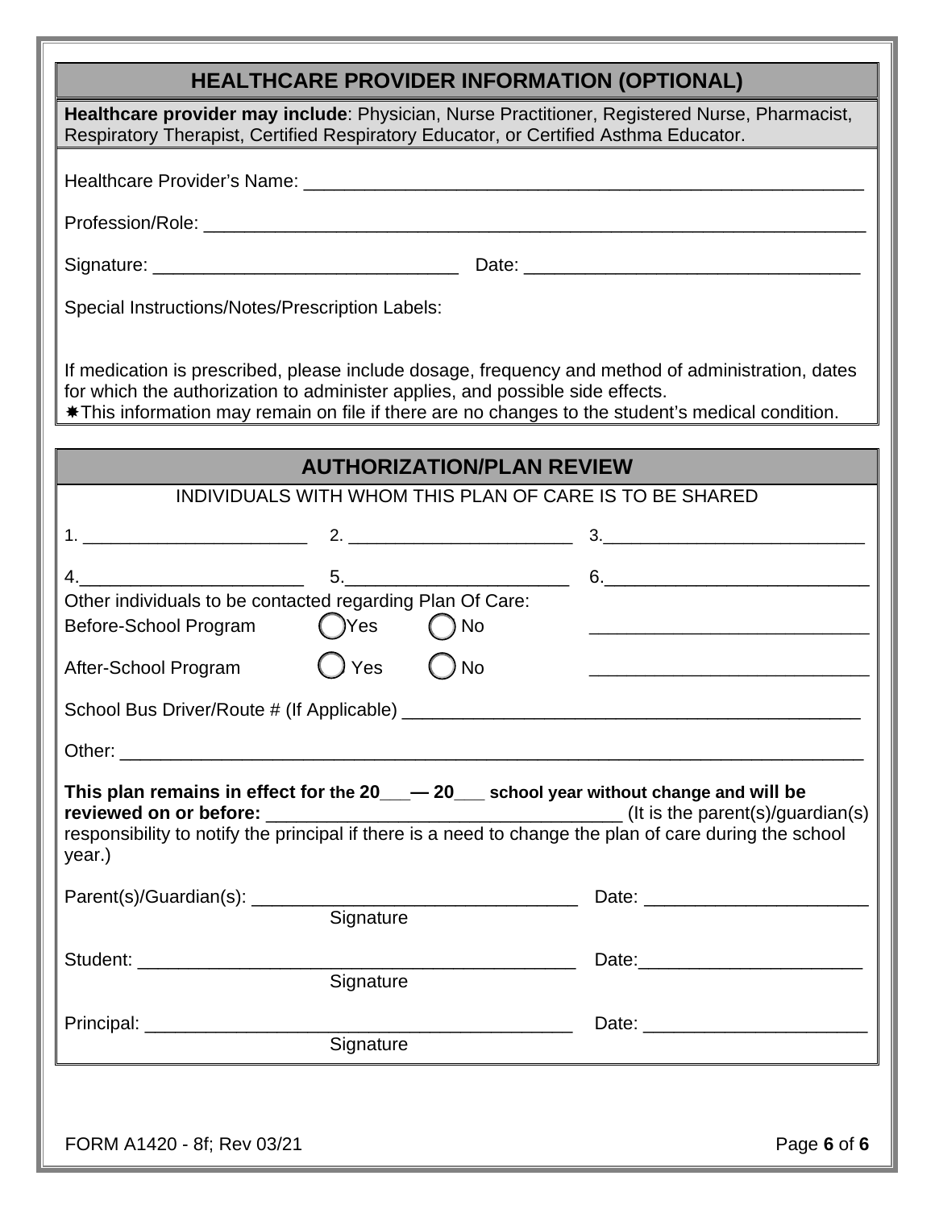## HEALTHCARE PROVIDER INFORMATION (OPTIONAL)

**Healthcare provider may include**: Physician, Nurse Practitioner, Registered Nurse, Pharmacist, Respiratory Therapist, Certified Respiratory Educator, or Certified Asthma Educator.

Healthcare Provider's Name: ________________________________________________________

Profession/Role: ______________________________________________________________

Signature: ______________________________ Date: _________________________________

Special Instructions/Notes/Prescription Labels:

If medication is prescribed, please include dosage, frequency and method of administration, dates for which the authorization to administer applies, and possible side effects.
✸This information may remain on file if there are no changes to the student's medical condition.

## AUTHORIZATION/PLAN REVIEW

INDIVIDUALS WITH WHOM THIS PLAN OF CARE IS TO BE SHARED

1. ______________________ 2. ______________________ 3. ______________________

4. ______________________ 5. ______________________ 6. ______________________

Other individuals to be contacted regarding Plan Of Care:

Before-School Program ◯ Yes ◯ No ____________________________

After-School Program ◯ Yes ◯ No ____________________________

School Bus Driver/Route # (If Applicable) ____________________________________________

Other: _______________________________________________________________________

**This plan remains in effect for the 20___— 20___ school year without change and will be reviewed on or before:** ___________________________________ (It is the parent(s)/guardian(s) responsibility to notify the principal if there is a need to change the plan of care during the school year.)

Parent(s)/Guardian(s): ________________________________ Date: ______________________
Signature

Student: ____________________________________________ Date: ______________________
Signature

Principal: ___________________________________________ Date: ______________________
Signature

FORM A1420 - 8f; Rev 03/21